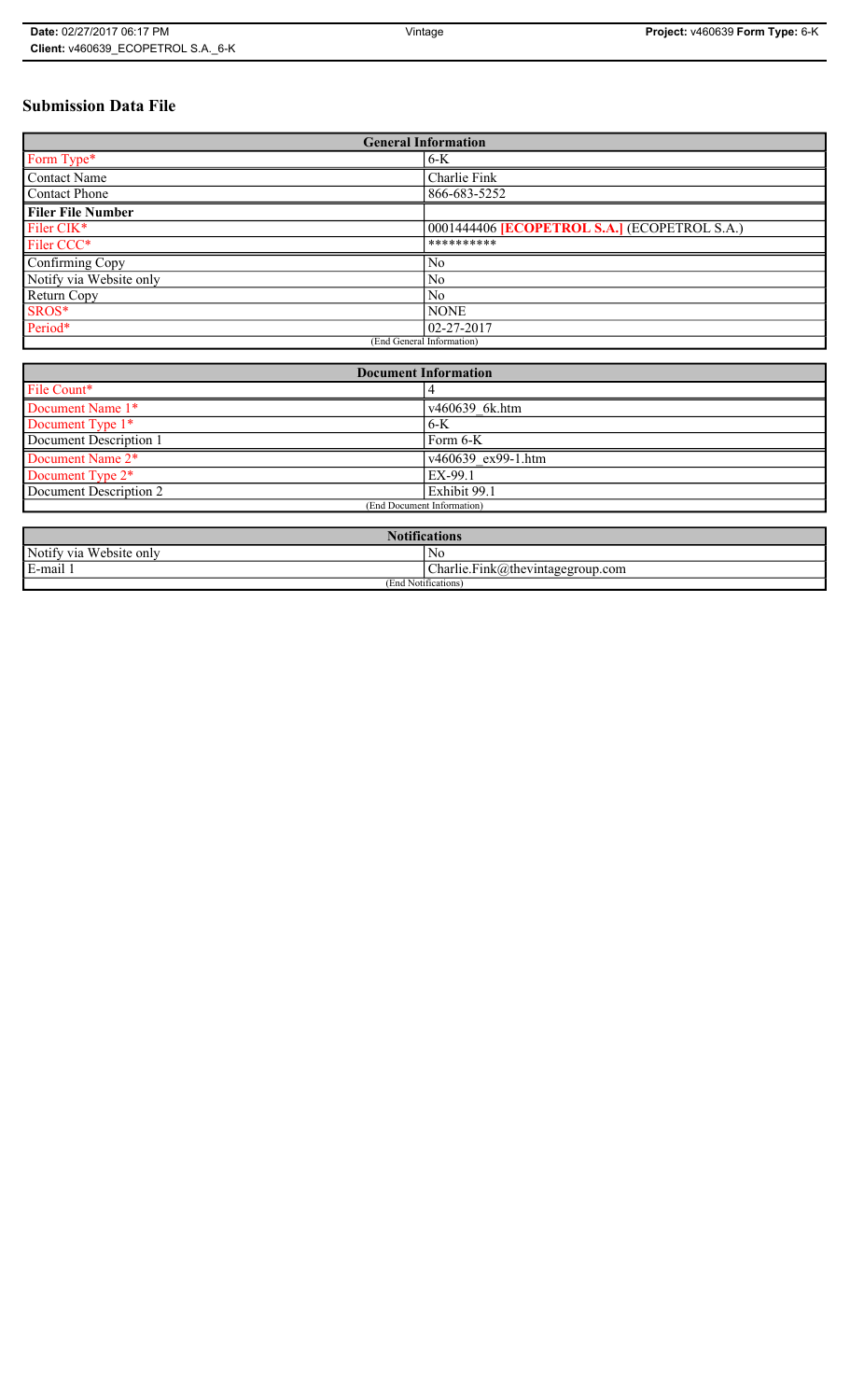# Submission Data File

| General Information | |
|---|---|
| Form Type* | 6-K |
| Contact Name | Charlie Fink |
| Contact Phone | 866-683-5252 |
| **Filer File Number** | |
| Filer CIK* | 0001444406 **[ECOPETROL S.A.]** (ECOPETROL S.A.) |
| Filer CCC* | ********** |
| Confirming Copy | No |
| Notify via Website only | No |
| Return Copy | No |
| SROS* | NONE |
| Period* | 02-27-2017 |
| (End General Information) | |

| Document Information | |
|---|---|
| File Count* | 4 |
| Document Name 1* | v460639_6k.htm |
| Document Type 1* | 6-K |
| Document Description 1 | Form 6-K |
| Document Name 2* | v460639_ex99-1.htm |
| Document Type 2* | EX-99.1 |
| Document Description 2 | Exhibit 99.1 |
| (End Document Information) | |

| Notifications | |
|---|---|
| Notify via Website only | No |
| E-mail 1 | Charlie.Fink@thevintagegroup.com |
| (End Notifications) | |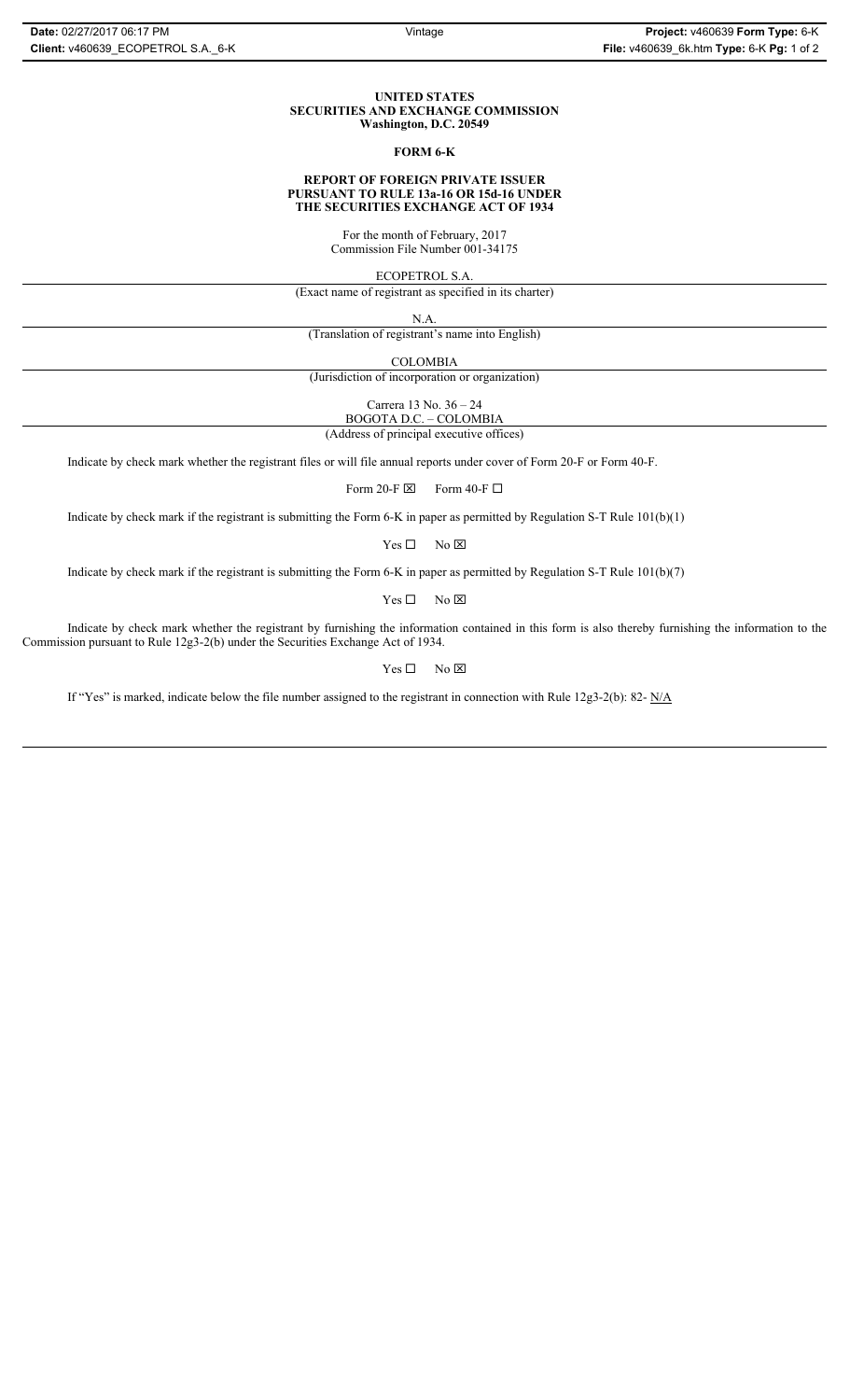**UNITED STATES**
**SECURITIES AND EXCHANGE COMMISSION**
**Washington, D.C. 20549**

**FORM 6-K**

**REPORT OF FOREIGN PRIVATE ISSUER**
**PURSUANT TO RULE 13a-16 OR 15d-16 UNDER**
**THE SECURITIES EXCHANGE ACT OF 1934**

For the month of February, 2017
Commission File Number 001-34175

ECOPETROL S.A.
(Exact name of registrant as specified in its charter)

N.A.
(Translation of registrant's name into English)

COLOMBIA
(Jurisdiction of incorporation or organization)

Carrera 13 No. 36 – 24
BOGOTA D.C. – COLOMBIA
(Address of principal executive offices)

Indicate by check mark whether the registrant files or will file annual reports under cover of Form 20-F or Form 40-F.

Form 20-F ☒ Form 40-F ☐

Indicate by check mark if the registrant is submitting the Form 6-K in paper as permitted by Regulation S-T Rule 101(b)(1)

Yes ☐ No ☒

Indicate by check mark if the registrant is submitting the Form 6-K in paper as permitted by Regulation S-T Rule 101(b)(7)

Yes ☐ No ☒

Indicate by check mark whether the registrant by furnishing the information contained in this form is also thereby furnishing the information to the Commission pursuant to Rule 12g3-2(b) under the Securities Exchange Act of 1934.

Yes ☐ No ☒

If "Yes" is marked, indicate below the file number assigned to the registrant in connection with Rule 12g3-2(b): 82- N/A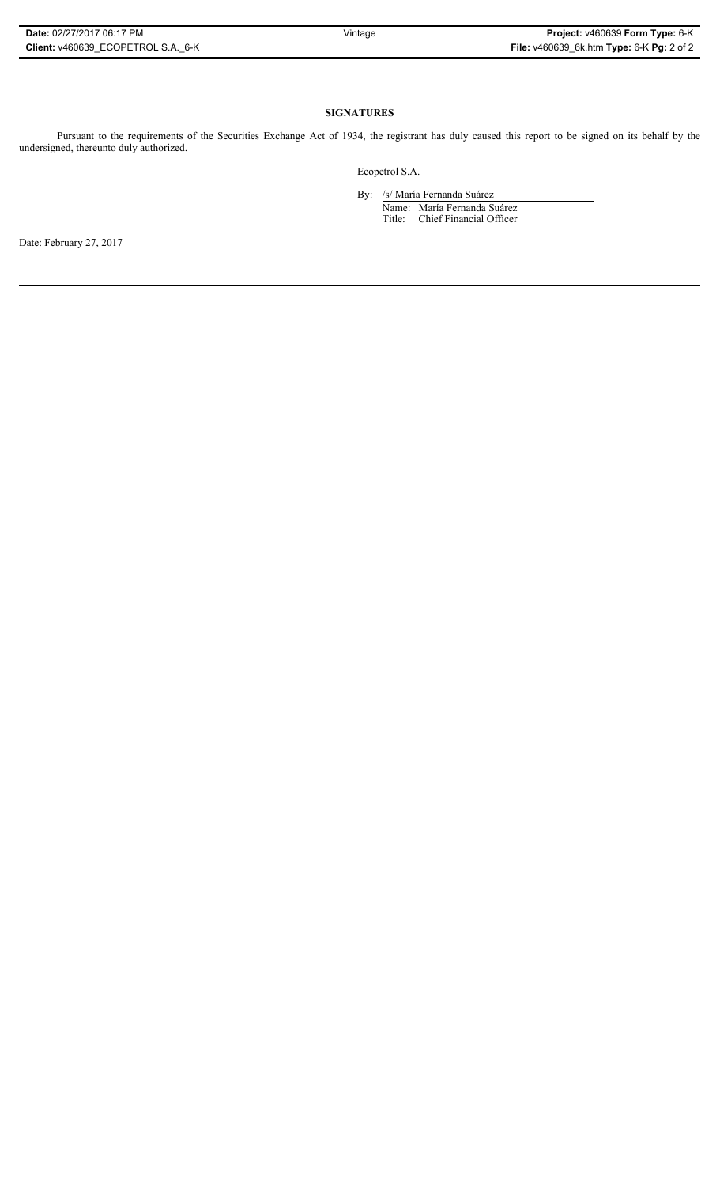**SIGNATURES**

Pursuant to the requirements of the Securities Exchange Act of 1934, the registrant has duly caused this report to be signed on its behalf by the undersigned, thereunto duly authorized.

Ecopetrol S.A.

By: /s/ María Fernanda Suárez

Name: María Fernanda Suárez
Title: Chief Financial Officer

Date: February 27, 2017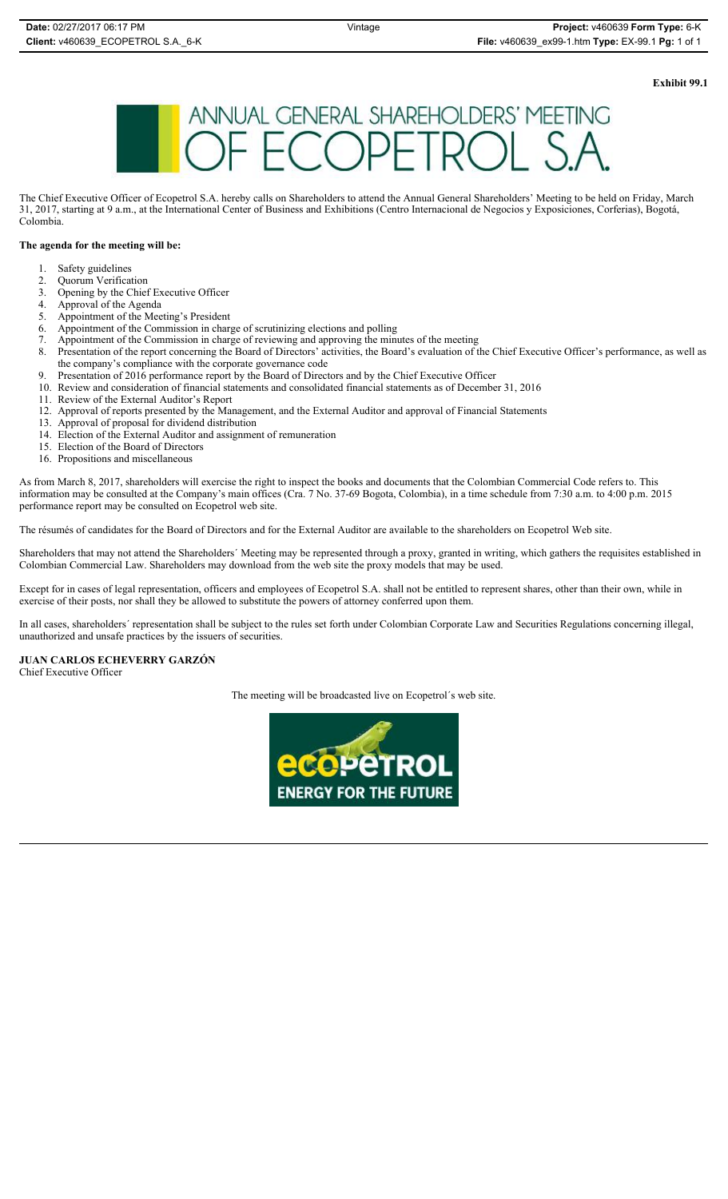**Exhibit 99.1**

# ANNUAL GENERAL SHAREHOLDERS' MEETING OF ECOPETROL S.A.

The Chief Executive Officer of Ecopetrol S.A. hereby calls on Shareholders to attend the Annual General Shareholders' Meeting to be held on Friday, March 31, 2017, starting at 9 a.m., at the International Center of Business and Exhibitions (Centro Internacional de Negocios y Exposiciones, Corferias), Bogotá, Colombia.

**The agenda for the meeting will be:**

1. Safety guidelines
2. Quorum Verification
3. Opening by the Chief Executive Officer
4. Approval of the Agenda
5. Appointment of the Meeting's President
6. Appointment of the Commission in charge of scrutinizing elections and polling
7. Appointment of the Commission in charge of reviewing and approving the minutes of the meeting
8. Presentation of the report concerning the Board of Directors' activities, the Board's evaluation of the Chief Executive Officer's performance, as well as the company's compliance with the corporate governance code
9. Presentation of 2016 performance report by the Board of Directors and by the Chief Executive Officer
10. Review and consideration of financial statements and consolidated financial statements as of December 31, 2016
11. Review of the External Auditor's Report
12. Approval of reports presented by the Management, and the External Auditor and approval of Financial Statements
13. Approval of proposal for dividend distribution
14. Election of the External Auditor and assignment of remuneration
15. Election of the Board of Directors
16. Propositions and miscellaneous

As from March 8, 2017, shareholders will exercise the right to inspect the books and documents that the Colombian Commercial Code refers to. This information may be consulted at the Company's main offices (Cra. 7 No. 37-69 Bogota, Colombia), in a time schedule from 7:30 a.m. to 4:00 p.m. 2015 performance report may be consulted on Ecopetrol web site.

The résumés of candidates for the Board of Directors and for the External Auditor are available to the shareholders on Ecopetrol Web site.

Shareholders that may not attend the Shareholders´ Meeting may be represented through a proxy, granted in writing, which gathers the requisites established in Colombian Commercial Law. Shareholders may download from the web site the proxy models that may be used.

Except for in cases of legal representation, officers and employees of Ecopetrol S.A. shall not be entitled to represent shares, other than their own, while in exercise of their posts, nor shall they be allowed to substitute the powers of attorney conferred upon them.

In all cases, shareholders´ representation shall be subject to the rules set forth under Colombian Corporate Law and Securities Regulations concerning illegal, unauthorized and unsafe practices by the issuers of securities.

**JUAN CARLOS ECHEVERRY GARZÓN**
Chief Executive Officer

The meeting will be broadcasted live on Ecopetrol´s web site.

ecopetrol
ENERGY FOR THE FUTURE